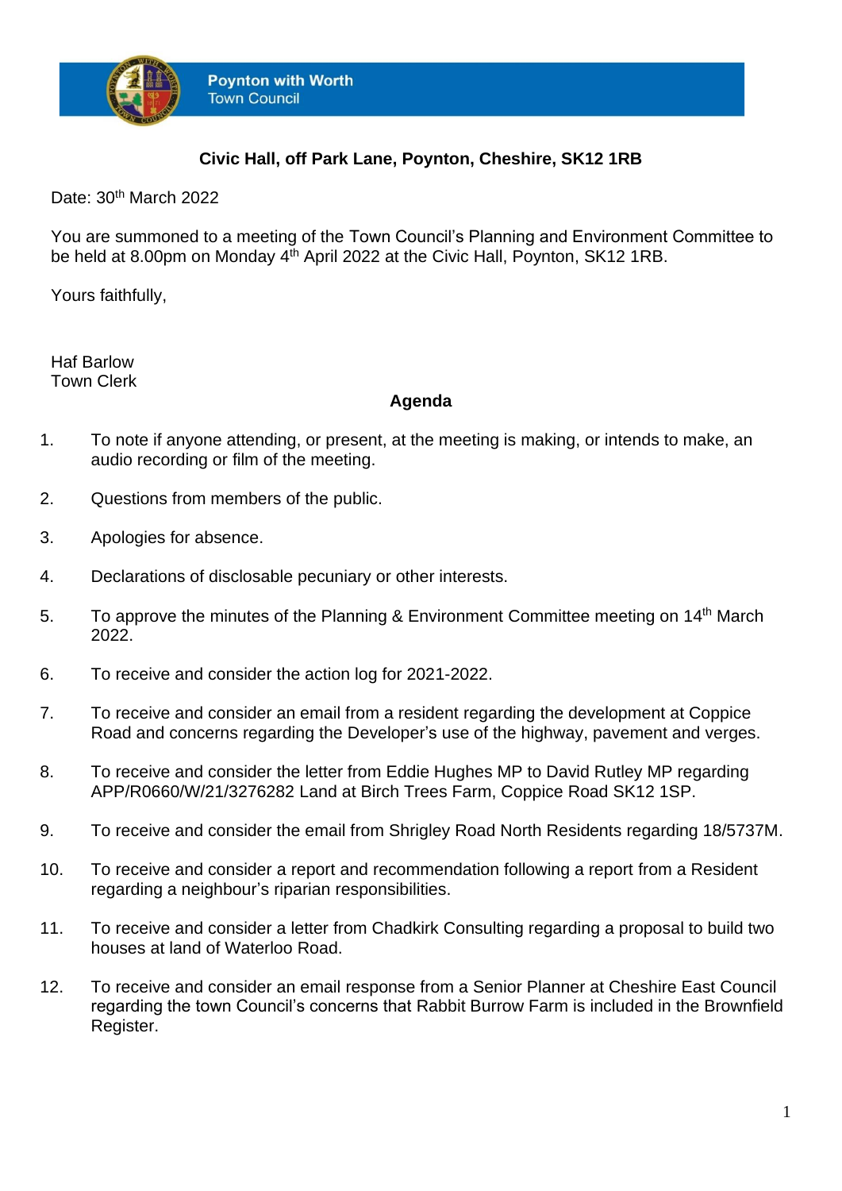**Poynton with Worth**
Town Council

**Civic Hall, off Park Lane, Poynton, Cheshire, SK12 1RB**

Date: 30th March 2022

You are summoned to a meeting of the Town Council's Planning and Environment Committee to be held at 8.00pm on Monday 4th April 2022 at the Civic Hall, Poynton, SK12 1RB.

Yours faithfully,

Haf Barlow
Town Clerk

## Agenda

1. To note if anyone attending, or present, at the meeting is making, or intends to make, an audio recording or film of the meeting.

2. Questions from members of the public.

3. Apologies for absence.

4. Declarations of disclosable pecuniary or other interests.

5. To approve the minutes of the Planning & Environment Committee meeting on 14th March 2022.

6. To receive and consider the action log for 2021-2022.

7. To receive and consider an email from a resident regarding the development at Coppice Road and concerns regarding the Developer's use of the highway, pavement and verges.

8. To receive and consider the letter from Eddie Hughes MP to David Rutley MP regarding APP/R0660/W/21/3276282 Land at Birch Trees Farm, Coppice Road SK12 1SP.

9. To receive and consider the email from Shrigley Road North Residents regarding 18/5737M.

10. To receive and consider a report and recommendation following a report from a Resident regarding a neighbour's riparian responsibilities.

11. To receive and consider a letter from Chadkirk Consulting regarding a proposal to build two houses at land of Waterloo Road.

12. To receive and consider an email response from a Senior Planner at Cheshire East Council regarding the town Council's concerns that Rabbit Burrow Farm is included in the Brownfield Register.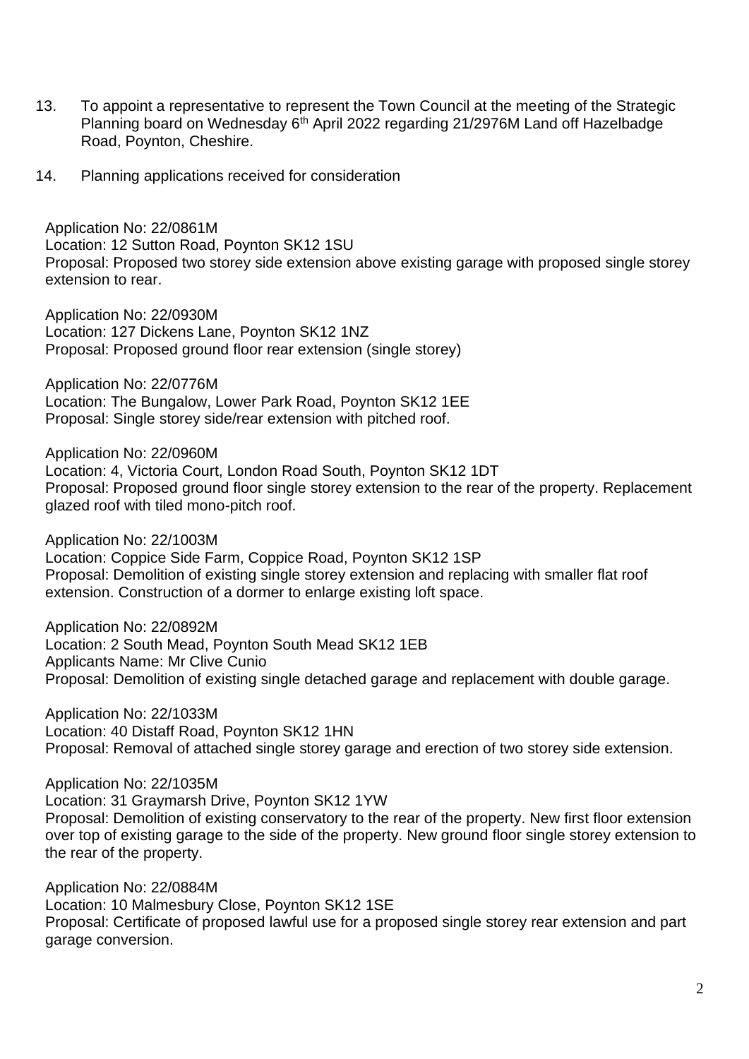13. To appoint a representative to represent the Town Council at the meeting of the Strategic Planning board on Wednesday 6th April 2022 regarding 21/2976M Land off Hazelbadge Road, Poynton, Cheshire.

14. Planning applications received for consideration

Application No: 22/0861M
Location: 12 Sutton Road, Poynton SK12 1SU
Proposal: Proposed two storey side extension above existing garage with proposed single storey extension to rear.

Application No: 22/0930M
Location: 127 Dickens Lane, Poynton SK12 1NZ
Proposal: Proposed ground floor rear extension (single storey)

Application No: 22/0776M
Location: The Bungalow, Lower Park Road, Poynton SK12 1EE
Proposal: Single storey side/rear extension with pitched roof.

Application No: 22/0960M
Location: 4, Victoria Court, London Road South, Poynton SK12 1DT
Proposal: Proposed ground floor single storey extension to the rear of the property. Replacement glazed roof with tiled mono-pitch roof.

Application No: 22/1003M
Location: Coppice Side Farm, Coppice Road, Poynton SK12 1SP
Proposal: Demolition of existing single storey extension and replacing with smaller flat roof extension. Construction of a dormer to enlarge existing loft space.

Application No: 22/0892M
Location: 2 South Mead, Poynton South Mead SK12 1EB
Applicants Name: Mr Clive Cunio
Proposal: Demolition of existing single detached garage and replacement with double garage.

Application No: 22/1033M
Location: 40 Distaff Road, Poynton SK12 1HN
Proposal: Removal of attached single storey garage and erection of two storey side extension.

Application No: 22/1035M
Location: 31 Graymarsh Drive, Poynton SK12 1YW
Proposal: Demolition of existing conservatory to the rear of the property. New first floor extension over top of existing garage to the side of the property. New ground floor single storey extension to the rear of the property.

Application No: 22/0884M
Location: 10 Malmesbury Close, Poynton SK12 1SE
Proposal: Certificate of proposed lawful use for a proposed single storey rear extension and part garage conversion.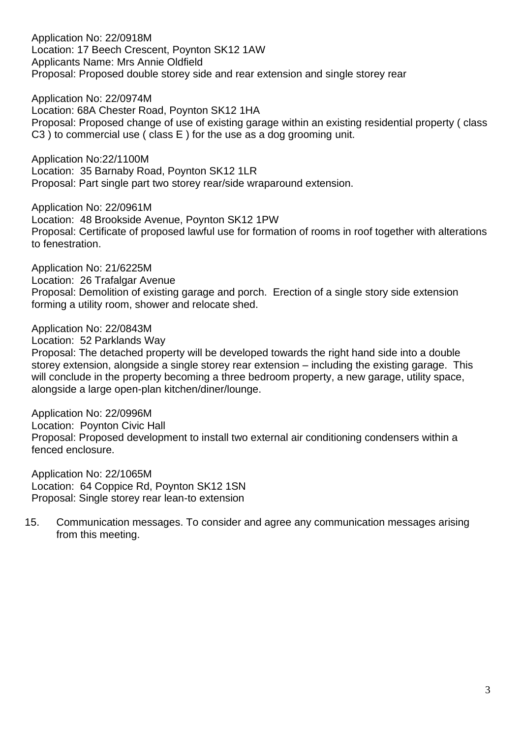Application No: 22/0918M
Location: 17 Beech Crescent, Poynton SK12 1AW
Applicants Name: Mrs Annie Oldfield
Proposal: Proposed double storey side and rear extension and single storey rear

Application No: 22/0974M
Location: 68A Chester Road, Poynton SK12 1HA
Proposal: Proposed change of use of existing garage within an existing residential property ( class C3 ) to commercial use ( class E ) for the use as a dog grooming unit.

Application No:22/1100M
Location: 35 Barnaby Road, Poynton SK12 1LR
Proposal: Part single part two storey rear/side wraparound extension.

Application No: 22/0961M
Location: 48 Brookside Avenue, Poynton SK12 1PW
Proposal: Certificate of proposed lawful use for formation of rooms in roof together with alterations to fenestration.

Application No: 21/6225M
Location: 26 Trafalgar Avenue
Proposal: Demolition of existing garage and porch. Erection of a single story side extension forming a utility room, shower and relocate shed.

Application No: 22/0843M
Location: 52 Parklands Way
Proposal: The detached property will be developed towards the right hand side into a double storey extension, alongside a single storey rear extension – including the existing garage. This will conclude in the property becoming a three bedroom property, a new garage, utility space, alongside a large open-plan kitchen/diner/lounge.

Application No: 22/0996M
Location: Poynton Civic Hall
Proposal: Proposed development to install two external air conditioning condensers within a fenced enclosure.

Application No: 22/1065M
Location: 64 Coppice Rd, Poynton SK12 1SN
Proposal: Single storey rear lean-to extension

15. Communication messages. To consider and agree any communication messages arising from this meeting.